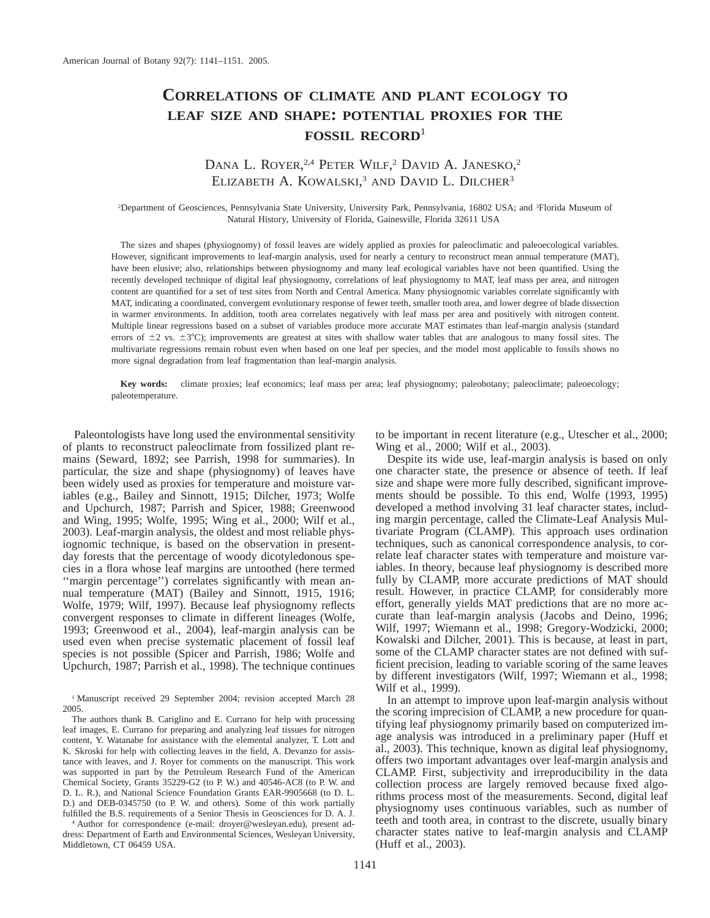# Correlations of climate and plant ecology to leaf size and shape: potential proxies for the fossil record[1]

Dana L. Royer,[2,4] Peter Wilf,[2] David A. Janesko,[2] Elizabeth A. Kowalski,[3] and David L. Dilcher[3]

[2]Department of Geosciences, Pennsylvania State University, University Park, Pennsylvania, 16802 USA; and [3]Florida Museum of Natural History, University of Florida, Gainesville, Florida 32611 USA

The sizes and shapes (physiognomy) of fossil leaves are widely applied as proxies for paleoclimatic and paleoecological variables. However, significant improvements to leaf-margin analysis, used for nearly a century to reconstruct mean annual temperature (MAT), have been elusive; also, relationships between physiognomy and many leaf ecological variables have not been quantified. Using the recently developed technique of digital leaf physiognomy, correlations of leaf physiognomy to MAT, leaf mass per area, and nitrogen content are quantified for a set of test sites from North and Central America. Many physiognomic variables correlate significantly with MAT, indicating a coordinated, convergent evolutionary response of fewer teeth, smaller tooth area, and lower degree of blade dissection in warmer environments. In addition, tooth area correlates negatively with leaf mass per area and positively with nitrogen content. Multiple linear regressions based on a subset of variables produce more accurate MAT estimates than leaf-margin analysis (standard errors of ±2 vs. ±3°C); improvements are greatest at sites with shallow water tables that are analogous to many fossil sites. The multivariate regressions remain robust even when based on one leaf per species, and the model most applicable to fossils shows no more signal degradation from leaf fragmentation than leaf-margin analysis.

**Key words:** climate proxies; leaf economics; leaf mass per area; leaf physiognomy; paleobotany; paleoclimate; paleoecology; paleotemperature.

Paleontologists have long used the environmental sensitivity of plants to reconstruct paleoclimate from fossilized plant remains (Seward, 1892; see Parrish, 1998 for summaries). In particular, the size and shape (physiognomy) of leaves have been widely used as proxies for temperature and moisture variables (e.g., Bailey and Sinnott, 1915; Dilcher, 1973; Wolfe and Upchurch, 1987; Parrish and Spicer, 1988; Greenwood and Wing, 1995; Wolfe, 1995; Wing et al., 2000; Wilf et al., 2003). Leaf-margin analysis, the oldest and most reliable physiognomic technique, is based on the observation in present-day forests that the percentage of woody dicotyledonous species in a flora whose leaf margins are untoothed (here termed ''margin percentage'') correlates significantly with mean annual temperature (MAT) (Bailey and Sinnott, 1915, 1916; Wolfe, 1979; Wilf, 1997). Because leaf physiognomy reflects convergent responses to climate in different lineages (Wolfe, 1993; Greenwood et al., 2004), leaf-margin analysis can be used even when precise systematic placement of fossil leaf species is not possible (Spicer and Parrish, 1986; Wolfe and Upchurch, 1987; Parrish et al., 1998). The technique continues to be important in recent literature (e.g., Utescher et al., 2000; Wing et al., 2000; Wilf et al., 2003).

Despite its wide use, leaf-margin analysis is based on only one character state, the presence or absence of teeth. If leaf size and shape were more fully described, significant improvements should be possible. To this end, Wolfe (1993, 1995) developed a method involving 31 leaf character states, including margin percentage, called the Climate-Leaf Analysis Multivariate Program (CLAMP). This approach uses ordination techniques, such as canonical correspondence analysis, to correlate leaf character states with temperature and moisture variables. In theory, because leaf physiognomy is described more fully by CLAMP, more accurate predictions of MAT should result. However, in practice CLAMP, for considerably more effort, generally yields MAT predictions that are no more accurate than leaf-margin analysis (Jacobs and Deino, 1996; Wilf, 1997; Wiemann et al., 1998; Gregory-Wodzicki, 2000; Kowalski and Dilcher, 2001). This is because, at least in part, some of the CLAMP character states are not defined with sufficient precision, leading to variable scoring of the same leaves by different investigators (Wilf, 1997; Wiemann et al., 1998; Wilf et al., 1999).

In an attempt to improve upon leaf-margin analysis without the scoring imprecision of CLAMP, a new procedure for quantifying leaf physiognomy primarily based on computerized image analysis was introduced in a preliminary paper (Huff et al., 2003). This technique, known as digital leaf physiognomy, offers two important advantages over leaf-margin analysis and CLAMP. First, subjectivity and irreproducibility in the data collection process are largely removed because fixed algorithms process most of the measurements. Second, digital leaf physiognomy uses continuous variables, such as number of teeth and tooth area, in contrast to the discrete, usually binary character states native to leaf-margin analysis and CLAMP (Huff et al., 2003).

[1] Manuscript received 29 September 2004; revision accepted March 28 2005.

The authors thank B. Cariglino and E. Currano for help with processing leaf images, E. Currano for preparing and analyzing leaf tissues for nitrogen content, Y. Watanabe for assistance with the elemental analyzer, T. Lott and K. Skroski for help with collecting leaves in the field, A. Devanzo for assistance with leaves, and J. Royer for comments on the manuscript. This work was supported in part by the Petroleum Research Fund of the American Chemical Society, Grants 35229-G2 (to P. W.) and 40546-AC8 (to P. W. and D. L. R.), and National Science Foundation Grants EAR-9905668 (to D. L. D.) and DEB-0345750 (to P. W. and others). Some of this work partially fulfilled the B.S. requirements of a Senior Thesis in Geosciences for D. A. J.

[4] Author for correspondence (e-mail: droyer@wesleyan.edu), present address: Department of Earth and Environmental Sciences, Wesleyan University, Middletown, CT 06459 USA.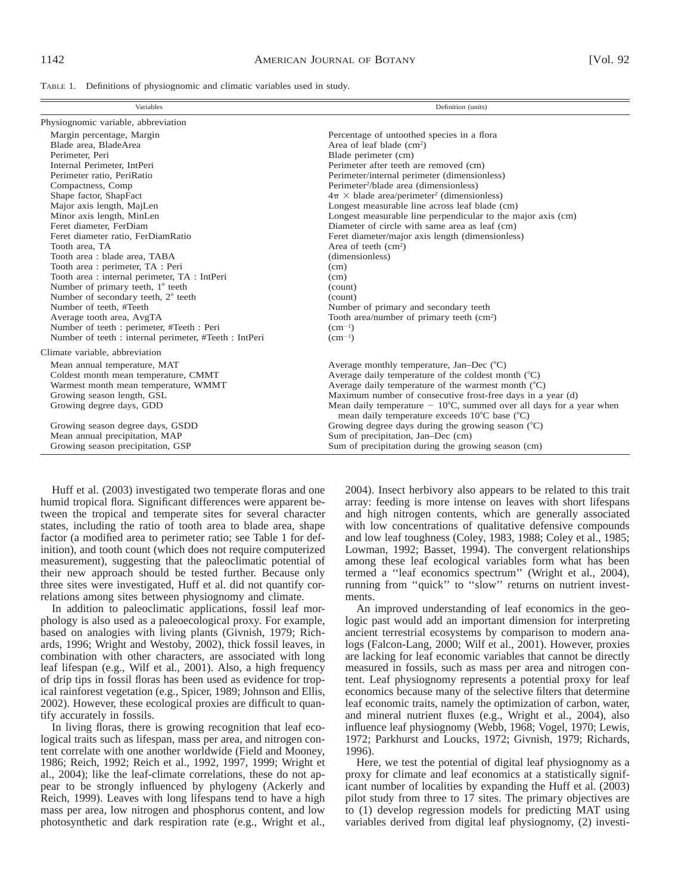TABLE 1. Definitions of physiognomic and climatic variables used in study.

| Variables | Definition (units) |
|---|---|
| Physiognomic variable, abbreviation | |
| Margin percentage, Margin | Percentage of untoothed species in a flora |
| Blade area, BladeArea | Area of leaf blade ($cm^2$) |
| Perimeter, Peri | Blade perimeter (cm) |
| Internal Perimeter, IntPeri | Perimeter after teeth are removed (cm) |
| Perimeter ratio, PeriRatio | Perimeter/internal perimeter (dimensionless) |
| Compactness, Comp | $Perimeter^2$/blade area (dimensionless) |
| Shape factor, ShapFact | $4\pi \times$ blade area/$perimeter^2$ (dimensionless) |
| Major axis length, MajLen | Longest measurable line across leaf blade (cm) |
| Minor axis length, MinLen | Longest measurable line perpendicular to the major axis (cm) |
| Feret diameter, FerDiam | Diameter of circle with same area as leaf (cm) |
| Feret diameter ratio, FerDiamRatio | Feret diameter/major axis length (dimensionless) |
| Tooth area, TA | Area of teeth ($cm^2$) |
| Tooth area : blade area, TABA | (dimensionless) |
| Tooth area : perimeter, TA : Peri | (cm) |
| Tooth area : internal perimeter, TA : IntPeri | (cm) |
| Number of primary teeth, 1° teeth | (count) |
| Number of secondary teeth, 2° teeth | (count) |
| Number of teeth, #Teeth | Number of primary and secondary teeth |
| Average tooth area, AvgTA | Tooth area/number of primary teeth ($cm^2$) |
| Number of teeth : perimeter, #Teeth : Peri | ($cm^{-1}$) |
| Number of teeth : internal perimeter, #Teeth : IntPeri | ($cm^{-1}$) |
| Climate variable, abbreviation | |
| Mean annual temperature, MAT | Average monthly temperature, Jan–Dec (°C) |
| Coldest month mean temperature, CMMT | Average daily temperature of the coldest month (°C) |
| Warmest month mean temperature, WMMT | Average daily temperature of the warmest month (°C) |
| Growing season length, GSL | Maximum number of consecutive frost-free days in a year (d) |
| Growing degree days, GDD | Mean daily temperature − 10°C, summed over all days for a year when mean daily temperature exceeds 10°C base (°C) |
| Growing season degree days, GSDD | Growing degree days during the growing season (°C) |
| Mean annual precipitation, MAP | Sum of precipitation, Jan–Dec (cm) |
| Growing season precipitation, GSP | Sum of precipitation during the growing season (cm) |

Huff et al. (2003) investigated two temperate floras and one humid tropical flora. Significant differences were apparent between the tropical and temperate sites for several character states, including the ratio of tooth area to blade area, shape factor (a modified area to perimeter ratio; see Table 1 for definition), and tooth count (which does not require computerized measurement), suggesting that the paleoclimatic potential of their new approach should be tested further. Because only three sites were investigated, Huff et al. did not quantify correlations among sites between physiognomy and climate.

In addition to paleoclimatic applications, fossil leaf morphology is also used as a paleoecological proxy. For example, based on analogies with living plants (Givnish, 1979; Richards, 1996; Wright and Westoby, 2002), thick fossil leaves, in combination with other characters, are associated with long leaf lifespan (e.g., Wilf et al., 2001). Also, a high frequency of drip tips in fossil floras has been used as evidence for tropical rainforest vegetation (e.g., Spicer, 1989; Johnson and Ellis, 2002). However, these ecological proxies are difficult to quantify accurately in fossils.

In living floras, there is growing recognition that leaf ecological traits such as lifespan, mass per area, and nitrogen content correlate with one another worldwide (Field and Mooney, 1986; Reich, 1992; Reich et al., 1992, 1997, 1999; Wright et al., 2004); like the leaf-climate correlations, these do not appear to be strongly influenced by phylogeny (Ackerly and Reich, 1999). Leaves with long lifespans tend to have a high mass per area, low nitrogen and phosphorus content, and low photosynthetic and dark respiration rate (e.g., Wright et al., 2004). Insect herbivory also appears to be related to this trait array: feeding is more intense on leaves with short lifespans and high nitrogen contents, which are generally associated with low concentrations of qualitative defensive compounds and low leaf toughness (Coley, 1983, 1988; Coley et al., 1985; Lowman, 1992; Basset, 1994). The convergent relationships among these leaf ecological variables form what has been termed a ''leaf economics spectrum'' (Wright et al., 2004), running from ''quick'' to ''slow'' returns on nutrient investments.

An improved understanding of leaf economics in the geologic past would add an important dimension for interpreting ancient terrestrial ecosystems by comparison to modern analogs (Falcon-Lang, 2000; Wilf et al., 2001). However, proxies are lacking for leaf economic variables that cannot be directly measured in fossils, such as mass per area and nitrogen content. Leaf physiognomy represents a potential proxy for leaf economics because many of the selective filters that determine leaf economic traits, namely the optimization of carbon, water, and mineral nutrient fluxes (e.g., Wright et al., 2004), also influence leaf physiognomy (Webb, 1968; Vogel, 1970; Lewis, 1972; Parkhurst and Loucks, 1972; Givnish, 1979; Richards, 1996).

Here, we test the potential of digital leaf physiognomy as a proxy for climate and leaf economics at a statistically significant number of localities by expanding the Huff et al. (2003) pilot study from three to 17 sites. The primary objectives are to (1) develop regression models for predicting MAT using variables derived from digital leaf physiognomy, (2) investi-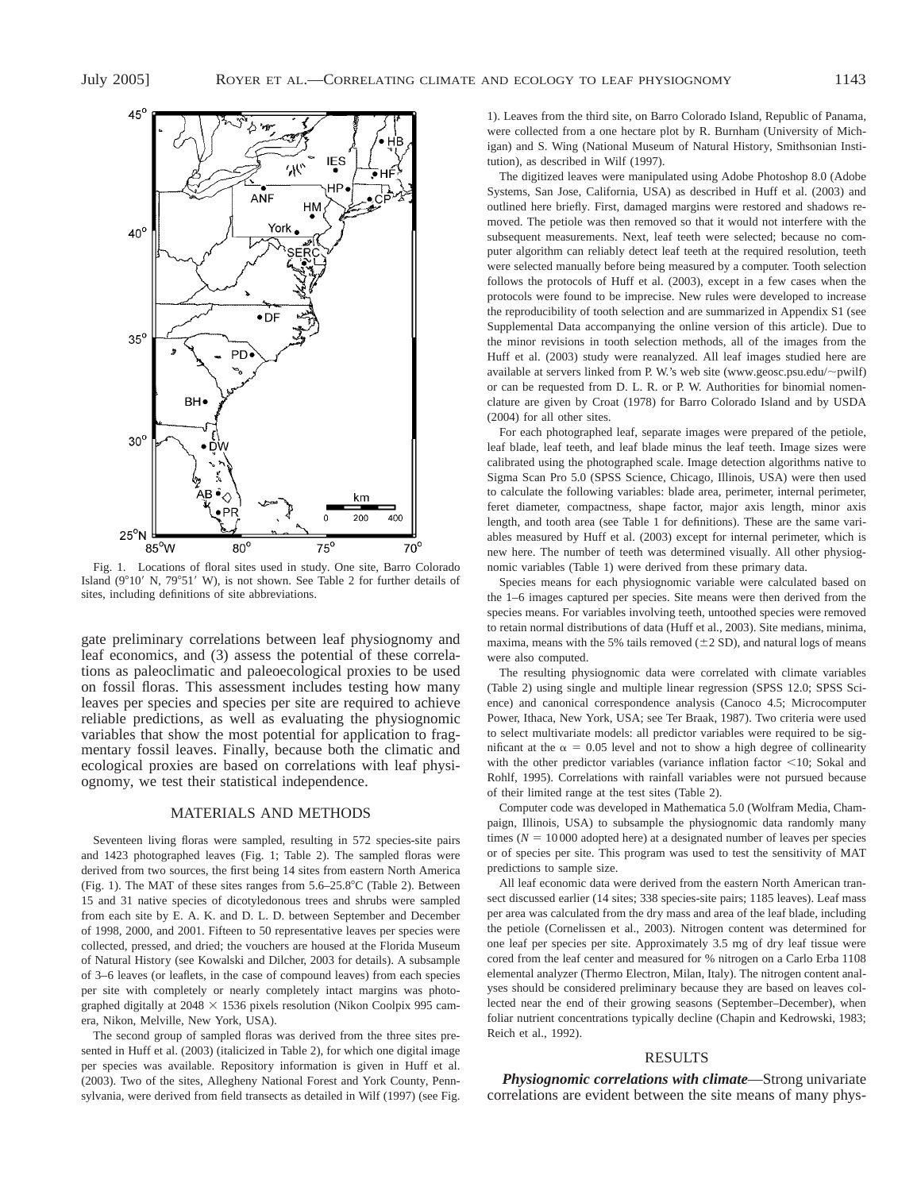Fig. 1. Locations of floral sites used in study. One site, Barro Colorado Island (9°10′ N, 79°51′ W), is not shown. See Table 2 for further details of sites, including definitions of site abbreviations.

gate preliminary correlations between leaf physiognomy and leaf economics, and (3) assess the potential of these correlations as paleoclimatic and paleoecological proxies to be used on fossil floras. This assessment includes testing how many leaves per species and species per site are required to achieve reliable predictions, as well as evaluating the physiognomic variables that show the most potential for application to fragmentary fossil leaves. Finally, because both the climatic and ecological proxies are based on correlations with leaf physiognomy, we test their statistical independence.

## MATERIALS AND METHODS

Seventeen living floras were sampled, resulting in 572 species-site pairs and 1423 photographed leaves (Fig. 1; Table 2). The sampled floras were derived from two sources, the first being 14 sites from eastern North America (Fig. 1). The MAT of these sites ranges from 5.6–25.8°C (Table 2). Between 15 and 31 native species of dicotyledonous trees and shrubs were sampled from each site by E. A. K. and D. L. D. between September and December of 1998, 2000, and 2001. Fifteen to 50 representative leaves per species were collected, pressed, and dried; the vouchers are housed at the Florida Museum of Natural History (see Kowalski and Dilcher, 2003 for details). A subsample of 3–6 leaves (or leaflets, in the case of compound leaves) from each species per site with completely or nearly completely intact margins was photographed digitally at 2048 × 1536 pixels resolution (Nikon Coolpix 995 camera, Nikon, Melville, New York, USA).

The second group of sampled floras was derived from the three sites presented in Huff et al. (2003) (italicized in Table 2), for which one digital image per species was available. Repository information is given in Huff et al. (2003). Two of the sites, Allegheny National Forest and York County, Pennsylvania, were derived from field transects as detailed in Wilf (1997) (see Fig. 1). Leaves from the third site, on Barro Colorado Island, Republic of Panama, were collected from a one hectare plot by R. Burnham (University of Michigan) and S. Wing (National Museum of Natural History, Smithsonian Institution), as described in Wilf (1997).

The digitized leaves were manipulated using Adobe Photoshop 8.0 (Adobe Systems, San Jose, California, USA) as described in Huff et al. (2003) and outlined here briefly. First, damaged margins were restored and shadows removed. The petiole was then removed so that it would not interfere with the subsequent measurements. Next, leaf teeth were selected; because no computer algorithm can reliably detect leaf teeth at the required resolution, teeth were selected manually before being measured by a computer. Tooth selection follows the protocols of Huff et al. (2003), except in a few cases when the protocols were found to be imprecise. New rules were developed to increase the reproducibility of tooth selection and are summarized in Appendix S1 (see Supplemental Data accompanying the online version of this article). Due to the minor revisions in tooth selection methods, all of the images from the Huff et al. (2003) study were reanalyzed. All leaf images studied here are available at servers linked from P. W.'s web site (www.geosc.psu.edu/~pwilf) or can be requested from D. L. R. or P. W. Authorities for binomial nomenclature are given by Croat (1978) for Barro Colorado Island and by USDA (2004) for all other sites.

For each photographed leaf, separate images were prepared of the petiole, leaf blade, leaf teeth, and leaf blade minus the leaf teeth. Image sizes were calibrated using the photographed scale. Image detection algorithms native to Sigma Scan Pro 5.0 (SPSS Science, Chicago, Illinois, USA) were then used to calculate the following variables: blade area, perimeter, internal perimeter, feret diameter, compactness, shape factor, major axis length, minor axis length, and tooth area (see Table 1 for definitions). These are the same variables measured by Huff et al. (2003) except for internal perimeter, which is new here. The number of teeth was determined visually. All other physiognomic variables (Table 1) were derived from these primary data.

Species means for each physiognomic variable were calculated based on the 1–6 images captured per species. Site means were then derived from the species means. For variables involving teeth, untoothed species were removed to retain normal distributions of data (Huff et al., 2003). Site medians, minima, maxima, means with the 5% tails removed (±2 SD), and natural logs of means were also computed.

The resulting physiognomic data were correlated with climate variables (Table 2) using single and multiple linear regression (SPSS 12.0; SPSS Science) and canonical correspondence analysis (Canoco 4.5; Microcomputer Power, Ithaca, New York, USA; see Ter Braak, 1987). Two criteria were used to select multivariate models: all predictor variables were required to be significant at the $\alpha = 0.05$ level and not to show a high degree of collinearity with the other predictor variables (variance inflation factor <10; Sokal and Rohlf, 1995). Correlations with rainfall variables were not pursued because of their limited range at the test sites (Table 2).

Computer code was developed in Mathematica 5.0 (Wolfram Media, Champaign, Illinois, USA) to subsample the physiognomic data randomly many times ($N = 10\,000$ adopted here) at a designated number of leaves per species or of species per site. This program was used to test the sensitivity of MAT predictions to sample size.

All leaf economic data were derived from the eastern North American transect discussed earlier (14 sites; 338 species-site pairs; 1185 leaves). Leaf mass per area was calculated from the dry mass and area of the leaf blade, including the petiole (Cornelissen et al., 2003). Nitrogen content was determined for one leaf per species per site. Approximately 3.5 mg of dry leaf tissue were cored from the leaf center and measured for % nitrogen on a Carlo Erba 1108 elemental analyzer (Thermo Electron, Milan, Italy). The nitrogen content analyses should be considered preliminary because they are based on leaves collected near the end of their growing seasons (September–December), when foliar nutrient concentrations typically decline (Chapin and Kedrowski, 1983; Reich et al., 1992).

## RESULTS

***Physiognomic correlations with climate***—Strong univariate correlations are evident between the site means of many phys-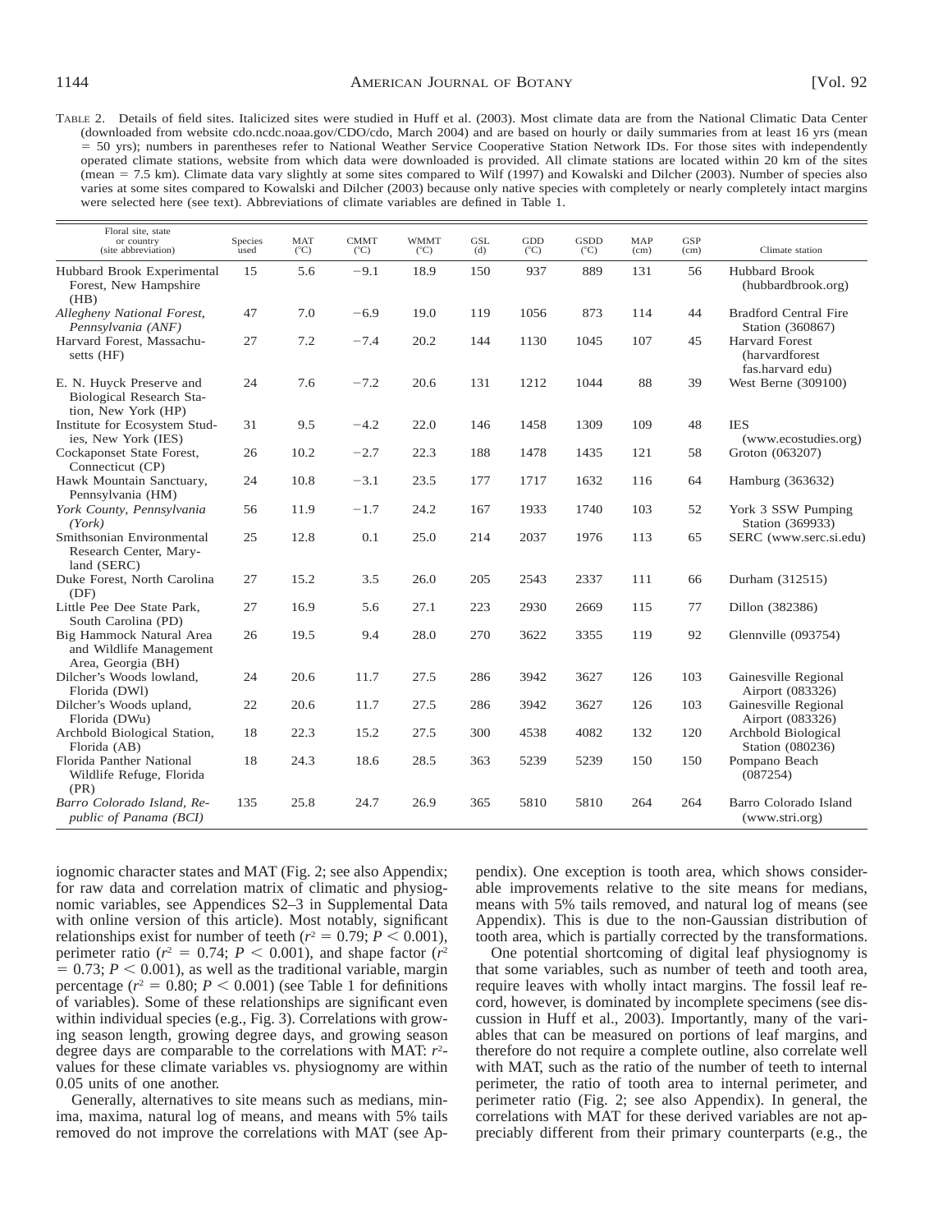TABLE 2. Details of field sites. Italicized sites were studied in Huff et al. (2003). Most climate data are from the National Climatic Data Center (downloaded from website cdo.ncdc.noaa.gov/CDO/cdo, March 2004) and are based on hourly or daily summaries from at least 16 yrs (mean = 50 yrs); numbers in parentheses refer to National Weather Service Cooperative Station Network IDs. For those sites with independently operated climate stations, website from which data were downloaded is provided. All climate stations are located within 20 km of the sites (mean = 7.5 km). Climate data vary slightly at some sites compared to Wilf (1997) and Kowalski and Dilcher (2003). Number of species also varies at some sites compared to Kowalski and Dilcher (2003) because only native species with completely or nearly completely intact margins were selected here (see text). Abbreviations of climate variables are defined in Table 1.

| Floral site, state or country (site abbreviation) | Species used | MAT (°C) | CMMT (°C) | WMMT (°C) | GSL (d) | GDD (°C) | GSDD (°C) | MAP (cm) | GSP (cm) | Climate station |
|---|---|---|---|---|---|---|---|---|---|---|
| Hubbard Brook Experimental Forest, New Hampshire (HB) | 15 | 5.6 | −9.1 | 18.9 | 150 | 937 | 889 | 131 | 56 | Hubbard Brook (hubbardbrook.org) |
| *Allegheny National Forest, Pennsylvania (ANF)* | 47 | 7.0 | −6.9 | 19.0 | 119 | 1056 | 873 | 114 | 44 | Bradford Central Fire Station (360867) |
| Harvard Forest, Massachusetts (HF) | 27 | 7.2 | −7.4 | 20.2 | 144 | 1130 | 1045 | 107 | 45 | Harvard Forest (harvardforest fas.harvard edu) |
| E. N. Huyck Preserve and Biological Research Station, New York (HP) | 24 | 7.6 | −7.2 | 20.6 | 131 | 1212 | 1044 | 88 | 39 | West Berne (309100) |
| Institute for Ecosystem Studies, New York (IES) | 31 | 9.5 | −4.2 | 22.0 | 146 | 1458 | 1309 | 109 | 48 | IES (www.ecostudies.org) |
| Cockaponset State Forest, Connecticut (CP) | 26 | 10.2 | −2.7 | 22.3 | 188 | 1478 | 1435 | 121 | 58 | Groton (063207) |
| Hawk Mountain Sanctuary, Pennsylvania (HM) | 24 | 10.8 | −3.1 | 23.5 | 177 | 1717 | 1632 | 116 | 64 | Hamburg (363632) |
| *York County, Pennsylvania (York)* | 56 | 11.9 | −1.7 | 24.2 | 167 | 1933 | 1740 | 103 | 52 | York 3 SSW Pumping Station (369933) |
| Smithsonian Environmental Research Center, Maryland (SERC) | 25 | 12.8 | 0.1 | 25.0 | 214 | 2037 | 1976 | 113 | 65 | SERC (www.serc.si.edu) |
| Duke Forest, North Carolina (DF) | 27 | 15.2 | 3.5 | 26.0 | 205 | 2543 | 2337 | 111 | 66 | Durham (312515) |
| Little Pee Dee State Park, South Carolina (PD) | 27 | 16.9 | 5.6 | 27.1 | 223 | 2930 | 2669 | 115 | 77 | Dillon (382386) |
| Big Hammock Natural Area and Wildlife Management Area, Georgia (BH) | 26 | 19.5 | 9.4 | 28.0 | 270 | 3622 | 3355 | 119 | 92 | Glennville (093754) |
| Dilcher's Woods lowland, Florida (DWl) | 24 | 20.6 | 11.7 | 27.5 | 286 | 3942 | 3627 | 126 | 103 | Gainesville Regional Airport (083326) |
| Dilcher's Woods upland, Florida (DWu) | 22 | 20.6 | 11.7 | 27.5 | 286 | 3942 | 3627 | 126 | 103 | Gainesville Regional Airport (083326) |
| Archbold Biological Station, Florida (AB) | 18 | 22.3 | 15.2 | 27.5 | 300 | 4538 | 4082 | 132 | 120 | Archbold Biological Station (080236) |
| Florida Panther National Wildlife Refuge, Florida (PR) | 18 | 24.3 | 18.6 | 28.5 | 363 | 5239 | 5239 | 150 | 150 | Pompano Beach (087254) |
| *Barro Colorado Island, Republic of Panama (BCI)* | 135 | 25.8 | 24.7 | 26.9 | 365 | 5810 | 5810 | 264 | 264 | Barro Colorado Island (www.stri.org) |

iognomic character states and MAT (Fig. 2; see also Appendix; for raw data and correlation matrix of climatic and physiognomic variables, see Appendices S2–3 in Supplemental Data with online version of this article). Most notably, significant relationships exist for number of teeth ($r^2 = 0.79$; $P < 0.001$), perimeter ratio ($r^2 = 0.74$; $P < 0.001$), and shape factor ($r^2 = 0.73$; $P < 0.001$), as well as the traditional variable, margin percentage ($r^2 = 0.80$; $P < 0.001$) (see Table 1 for definitions of variables). Some of these relationships are significant even within individual species (e.g., Fig. 3). Correlations with growing season length, growing degree days, and growing season degree days are comparable to the correlations with MAT: $r^2$-values for these climate variables vs. physiognomy are within 0.05 units of one another.

Generally, alternatives to site means such as medians, minima, maxima, natural log of means, and means with 5% tails removed do not improve the correlations with MAT (see Appendix). One exception is tooth area, which shows considerable improvements relative to the site means for medians, means with 5% tails removed, and natural log of means (see Appendix). This is due to the non-Gaussian distribution of tooth area, which is partially corrected by the transformations.

One potential shortcoming of digital leaf physiognomy is that some variables, such as number of teeth and tooth area, require leaves with wholly intact margins. The fossil leaf record, however, is dominated by incomplete specimens (see discussion in Huff et al., 2003). Importantly, many of the variables that can be measured on portions of leaf margins, and therefore do not require a complete outline, also correlate well with MAT, such as the ratio of the number of teeth to internal perimeter, the ratio of tooth area to internal perimeter, and perimeter ratio (Fig. 2; see also Appendix). In general, the correlations with MAT for these derived variables are not appreciably different from their primary counterparts (e.g., the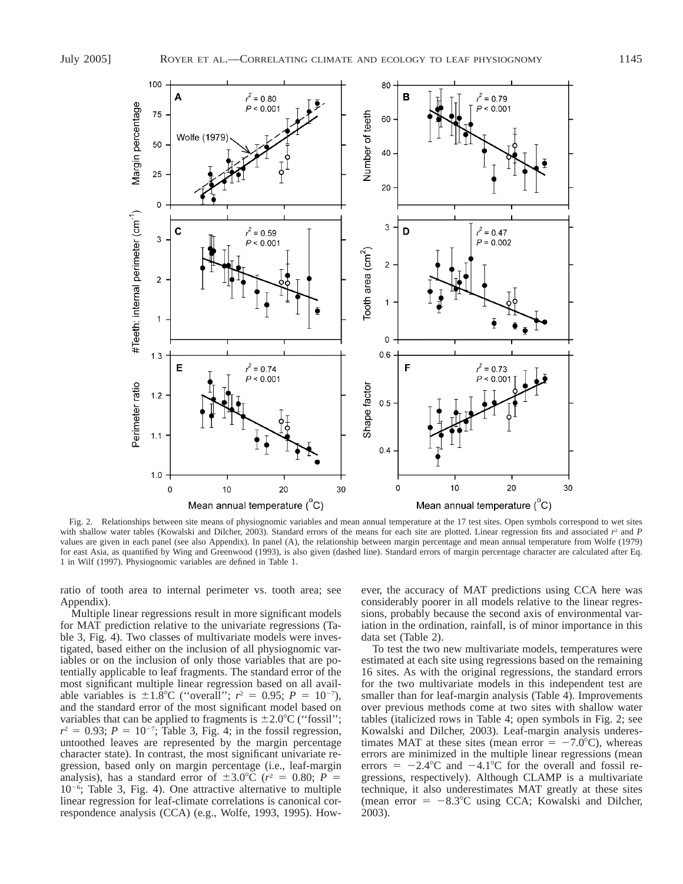Fig. 2. Relationships between site means of physiognomic variables and mean annual temperature at the 17 test sites. Open symbols correspond to wet sites with shallow water tables (Kowalski and Dilcher, 2003). Standard errors of the means for each site are plotted. Linear regression fits and associated $r^2$ and $P$ values are given in each panel (see also Appendix). In panel (A), the relationship between margin percentage and mean annual temperature from Wolfe (1979) for east Asia, as quantified by Wing and Greenwood (1993), is also given (dashed line). Standard errors of margin percentage character are calculated after Eq. 1 in Wilf (1997). Physiognomic variables are defined in Table 1.

ratio of tooth area to internal perimeter vs. tooth area; see Appendix).

Multiple linear regressions result in more significant models for MAT prediction relative to the univariate regressions (Table 3, Fig. 4). Two classes of multivariate models were investigated, based either on the inclusion of all physiognomic variables or on the inclusion of only those variables that are potentially applicable to leaf fragments. The standard error of the most significant multiple linear regression based on all available variables is ±1.8°C (''overall''; $r^2 = 0.95$; $P = 10^{-7}$), and the standard error of the most significant model based on variables that can be applied to fragments is ±2.0°C (''fossil''; $r^2 = 0.93$; $P = 10^{-7}$; Table 3, Fig. 4; in the fossil regression, untoothed leaves are represented by the margin percentage character state). In contrast, the most significant univariate regression, based only on margin percentage (i.e., leaf-margin analysis), has a standard error of ±3.0°C ($r^2 = 0.80$; $P = 10^{-6}$; Table 3, Fig. 4). One attractive alternative to multiple linear regression for leaf-climate correlations is canonical correspondence analysis (CCA) (e.g., Wolfe, 1993, 1995). However, the accuracy of MAT predictions using CCA here was considerably poorer in all models relative to the linear regressions, probably because the second axis of environmental variation in the ordination, rainfall, is of minor importance in this data set (Table 2).

To test the two new multivariate models, temperatures were estimated at each site using regressions based on the remaining 16 sites. As with the original regressions, the standard errors for the two multivariate models in this independent test are smaller than for leaf-margin analysis (Table 4). Improvements over previous methods come at two sites with shallow water tables (italicized rows in Table 4; open symbols in Fig. 2; see Kowalski and Dilcher, 2003). Leaf-margin analysis underestimates MAT at these sites (mean error = −7.0°C), whereas errors are minimized in the multiple linear regressions (mean errors = −2.4°C and −4.1°C for the overall and fossil regressions, respectively). Although CLAMP is a multivariate technique, it also underestimates MAT greatly at these sites (mean error = −8.3°C using CCA; Kowalski and Dilcher, 2003).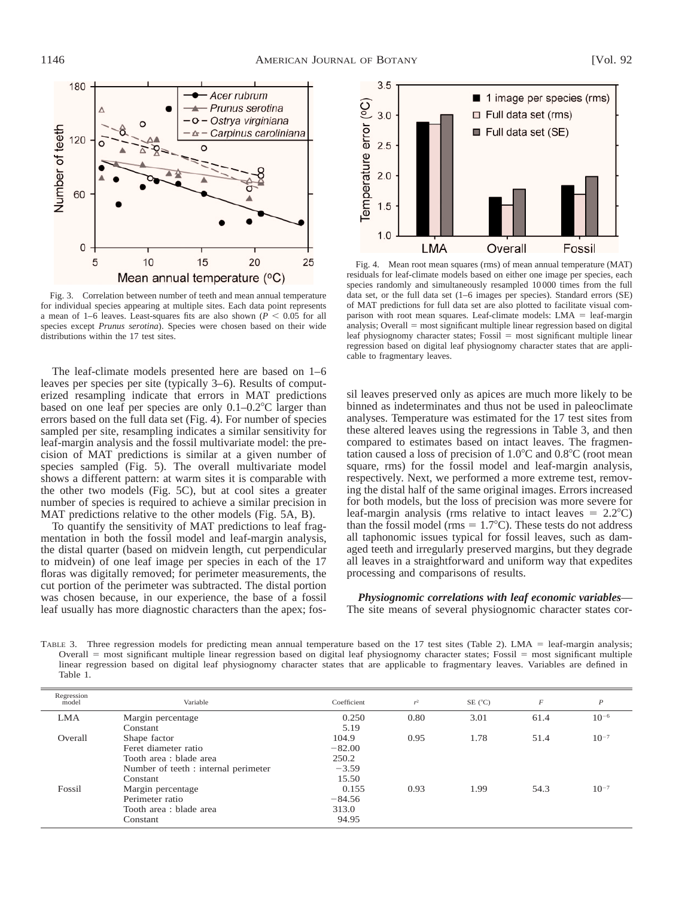Fig. 3. Correlation between number of teeth and mean annual temperature for individual species appearing at multiple sites. Each data point represents a mean of 1–6 leaves. Least-squares fits are also shown ($P < 0.05$ for all species except *Prunus serotina*). Species were chosen based on their wide distributions within the 17 test sites.

Fig. 4. Mean root mean squares (rms) of mean annual temperature (MAT) residuals for leaf-climate models based on either one image per species, each species randomly and simultaneously resampled 10 000 times from the full data set, or the full data set (1–6 images per species). Standard errors (SE) of MAT predictions for full data set are also plotted to facilitate visual comparison with root mean squares. Leaf-climate models: LMA = leaf-margin analysis; Overall = most significant multiple linear regression based on digital leaf physiognomy character states; Fossil = most significant multiple linear regression based on digital leaf physiognomy character states that are applicable to fragmentary leaves.

The leaf-climate models presented here are based on 1–6 leaves per species per site (typically 3–6). Results of computerized resampling indicate that errors in MAT predictions based on one leaf per species are only 0.1–0.2°C larger than errors based on the full data set (Fig. 4). For number of species sampled per site, resampling indicates a similar sensitivity for leaf-margin analysis and the fossil multivariate model: the precision of MAT predictions is similar at a given number of species sampled (Fig. 5). The overall multivariate model shows a different pattern: at warm sites it is comparable with the other two models (Fig. 5C), but at cool sites a greater number of species is required to achieve a similar precision in MAT predictions relative to the other models (Fig. 5A, B).

To quantify the sensitivity of MAT predictions to leaf fragmentation in both the fossil model and leaf-margin analysis, the distal quarter (based on midvein length, cut perpendicular to midvein) of one leaf image per species in each of the 17 floras was digitally removed; for perimeter measurements, the cut portion of the perimeter was subtracted. The distal portion was chosen because, in our experience, the base of a fossil leaf usually has more diagnostic characters than the apex; fossil leaves preserved only as apices are much more likely to be binned as indeterminates and thus not be used in paleoclimate analyses. Temperature was estimated for the 17 test sites from these altered leaves using the regressions in Table 3, and then compared to estimates based on intact leaves. The fragmentation caused a loss of precision of 1.0°C and 0.8°C (root mean square, rms) for the fossil model and leaf-margin analysis, respectively. Next, we performed a more extreme test, removing the distal half of the same original images. Errors increased for both models, but the loss of precision was more severe for leaf-margin analysis (rms relative to intact leaves = 2.2°C) than the fossil model (rms = 1.7°C). These tests do not address all taphonomic issues typical for fossil leaves, such as damaged teeth and irregularly preserved margins, but they degrade all leaves in a straightforward and uniform way that expedites processing and comparisons of results.

***Physiognomic correlations with leaf economic variables***—The site means of several physiognomic character states cor-

TABLE 3. Three regression models for predicting mean annual temperature based on the 17 test sites (Table 2). LMA = leaf-margin analysis; Overall = most significant multiple linear regression based on digital leaf physiognomy character states; Fossil = most significant multiple linear regression based on digital leaf physiognomy character states that are applicable to fragmentary leaves. Variables are defined in Table 1.

| Regression model | Variable | Coefficient | $r^2$ | SE (°C) | $F$ | $P$ |
|---|---|---|---|---|---|---|
| LMA | Margin percentage | 0.250 | 0.80 | 3.01 | 61.4 | $10^{-6}$ |
| | Constant | 5.19 | | | | |
| Overall | Shape factor | 104.9 | 0.95 | 1.78 | 51.4 | $10^{-7}$ |
| | Feret diameter ratio | −82.00 | | | | |
| | Tooth area : blade area | 250.2 | | | | |
| | Number of teeth : internal perimeter | −3.59 | | | | |
| | Constant | 15.50 | | | | |
| Fossil | Margin percentage | 0.155 | 0.93 | 1.99 | 54.3 | $10^{-7}$ |
| | Perimeter ratio | −84.56 | | | | |
| | Tooth area : blade area | 313.0 | | | | |
| | Constant | 94.95 | | | | |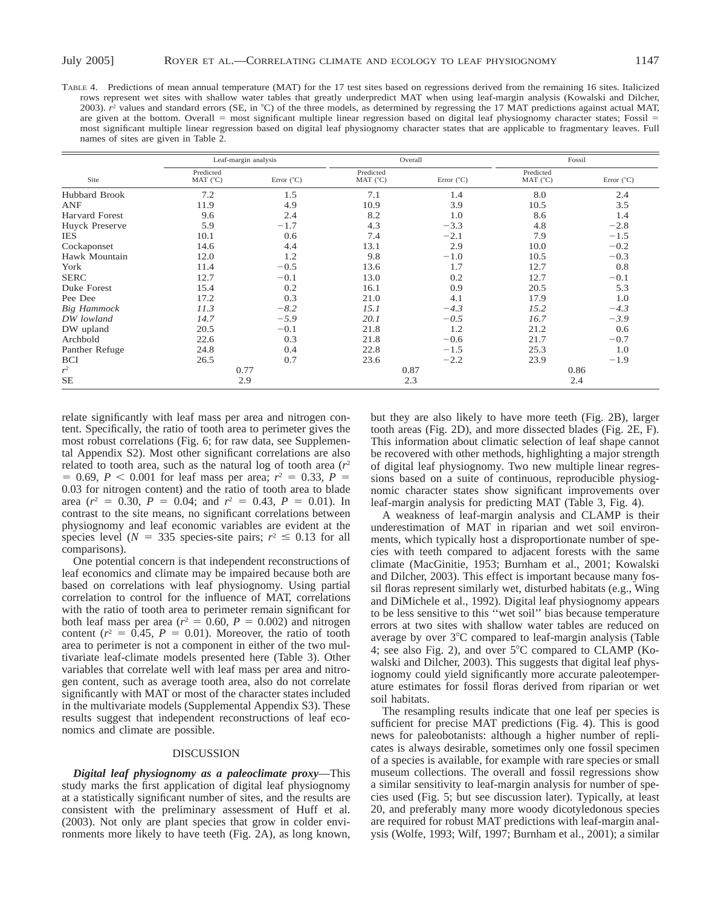TABLE 4. Predictions of mean annual temperature (MAT) for the 17 test sites based on regressions derived from the remaining 16 sites. Italicized rows represent wet sites with shallow water tables that greatly underpredict MAT when using leaf-margin analysis (Kowalski and Dilcher, 2003). $r^2$ values and standard errors (SE, in °C) of the three models, as determined by regressing the 17 MAT predictions against actual MAT, are given at the bottom. Overall = most significant multiple linear regression based on digital leaf physiognomy character states; Fossil = most significant multiple linear regression based on digital leaf physiognomy character states that are applicable to fragmentary leaves. Full names of sites are given in Table 2.

| | Leaf-margin analysis | | Overall | | Fossil | |
|---|---|---|---|---|---|---|
| Site | Predicted MAT (°C) | Error (°C) | Predicted MAT (°C) | Error (°C) | Predicted MAT (°C) | Error (°C) |
| Hubbard Brook | 7.2 | 1.5 | 7.1 | 1.4 | 8.0 | 2.4 |
| ANF | 11.9 | 4.9 | 10.9 | 3.9 | 10.5 | 3.5 |
| Harvard Forest | 9.6 | 2.4 | 8.2 | 1.0 | 8.6 | 1.4 |
| Huyck Preserve | 5.9 | −1.7 | 4.3 | −3.3 | 4.8 | −2.8 |
| IES | 10.1 | 0.6 | 7.4 | −2.1 | 7.9 | −1.5 |
| Cockaponset | 14.6 | 4.4 | 13.1 | 2.9 | 10.0 | −0.2 |
| Hawk Mountain | 12.0 | 1.2 | 9.8 | −1.0 | 10.5 | −0.3 |
| York | 11.4 | −0.5 | 13.6 | 1.7 | 12.7 | 0.8 |
| SERC | 12.7 | −0.1 | 13.0 | 0.2 | 12.7 | −0.1 |
| Duke Forest | 15.4 | 0.2 | 16.1 | 0.9 | 20.5 | 5.3 |
| Pee Dee | 17.2 | 0.3 | 21.0 | 4.1 | 17.9 | 1.0 |
| *Big Hammock* | *11.3* | *−8.2* | *15.1* | *−4.3* | *15.2* | *−4.3* |
| *DW lowland* | *14.7* | *−5.9* | *20.1* | *−0.5* | *16.7* | *−3.9* |
| DW upland | 20.5 | −0.1 | 21.8 | 1.2 | 21.2 | 0.6 |
| Archbold | 22.6 | 0.3 | 21.8 | −0.6 | 21.7 | −0.7 |
| Panther Refuge | 24.8 | 0.4 | 22.8 | −1.5 | 25.3 | 1.0 |
| BCI | 26.5 | 0.7 | 23.6 | −2.2 | 23.9 | −1.9 |
| $r^2$ | 0.77 | | 0.87 | | 0.86 | |
| SE | 2.9 | | 2.3 | | 2.4 | |

relate significantly with leaf mass per area and nitrogen content. Specifically, the ratio of tooth area to perimeter gives the most robust correlations (Fig. 6; for raw data, see Supplemental Appendix S2). Most other significant correlations are also related to tooth area, such as the natural log of tooth area ($r^2 = 0.69$, $P < 0.001$ for leaf mass per area; $r^2 = 0.33$, $P = 0.03$ for nitrogen content) and the ratio of tooth area to blade area ($r^2 = 0.30$, $P = 0.04$; and $r^2 = 0.43$, $P = 0.01$). In contrast to the site means, no significant correlations between physiognomy and leaf economic variables are evident at the species level ($N = 335$ species-site pairs; $r^2 \leq 0.13$ for all comparisons).

One potential concern is that independent reconstructions of leaf economics and climate may be impaired because both are based on correlations with leaf physiognomy. Using partial correlation to control for the influence of MAT, correlations with the ratio of tooth area to perimeter remain significant for both leaf mass per area ($r^2 = 0.60$, $P = 0.002$) and nitrogen content ($r^2 = 0.45$, $P = 0.01$). Moreover, the ratio of tooth area to perimeter is not a component in either of the two multivariate leaf-climate models presented here (Table 3). Other variables that correlate well with leaf mass per area and nitrogen content, such as average tooth area, also do not correlate significantly with MAT or most of the character states included in the multivariate models (Supplemental Appendix S3). These results suggest that independent reconstructions of leaf economics and climate are possible.

## DISCUSSION

***Digital leaf physiognomy as a paleoclimate proxy***—This study marks the first application of digital leaf physiognomy at a statistically significant number of sites, and the results are consistent with the preliminary assessment of Huff et al. (2003). Not only are plant species that grow in colder environments more likely to have teeth (Fig. 2A), as long known, but they are also likely to have more teeth (Fig. 2B), larger tooth areas (Fig. 2D), and more dissected blades (Fig. 2E, F). This information about climatic selection of leaf shape cannot be recovered with other methods, highlighting a major strength of digital leaf physiognomy. Two new multiple linear regressions based on a suite of continuous, reproducible physiognomic character states show significant improvements over leaf-margin analysis for predicting MAT (Table 3, Fig. 4).

A weakness of leaf-margin analysis and CLAMP is their underestimation of MAT in riparian and wet soil environments, which typically host a disproportionate number of species with teeth compared to adjacent forests with the same climate (MacGinitie, 1953; Burnham et al., 2001; Kowalski and Dilcher, 2003). This effect is important because many fossil floras represent similarly wet, disturbed habitats (e.g., Wing and DiMichele et al., 1992). Digital leaf physiognomy appears to be less sensitive to this ''wet soil'' bias because temperature errors at two sites with shallow water tables are reduced on average by over 3°C compared to leaf-margin analysis (Table 4; see also Fig. 2), and over 5°C compared to CLAMP (Kowalski and Dilcher, 2003). This suggests that digital leaf physiognomy could yield significantly more accurate paleotemperature estimates for fossil floras derived from riparian or wet soil habitats.

The resampling results indicate that one leaf per species is sufficient for precise MAT predictions (Fig. 4). This is good news for paleobotanists: although a higher number of replicates is always desirable, sometimes only one fossil specimen of a species is available, for example with rare species or small museum collections. The overall and fossil regressions show a similar sensitivity to leaf-margin analysis for number of species used (Fig. 5; but see discussion later). Typically, at least 20, and preferably many more woody dicotyledonous species are required for robust MAT predictions with leaf-margin analysis (Wolfe, 1993; Wilf, 1997; Burnham et al., 2001); a similar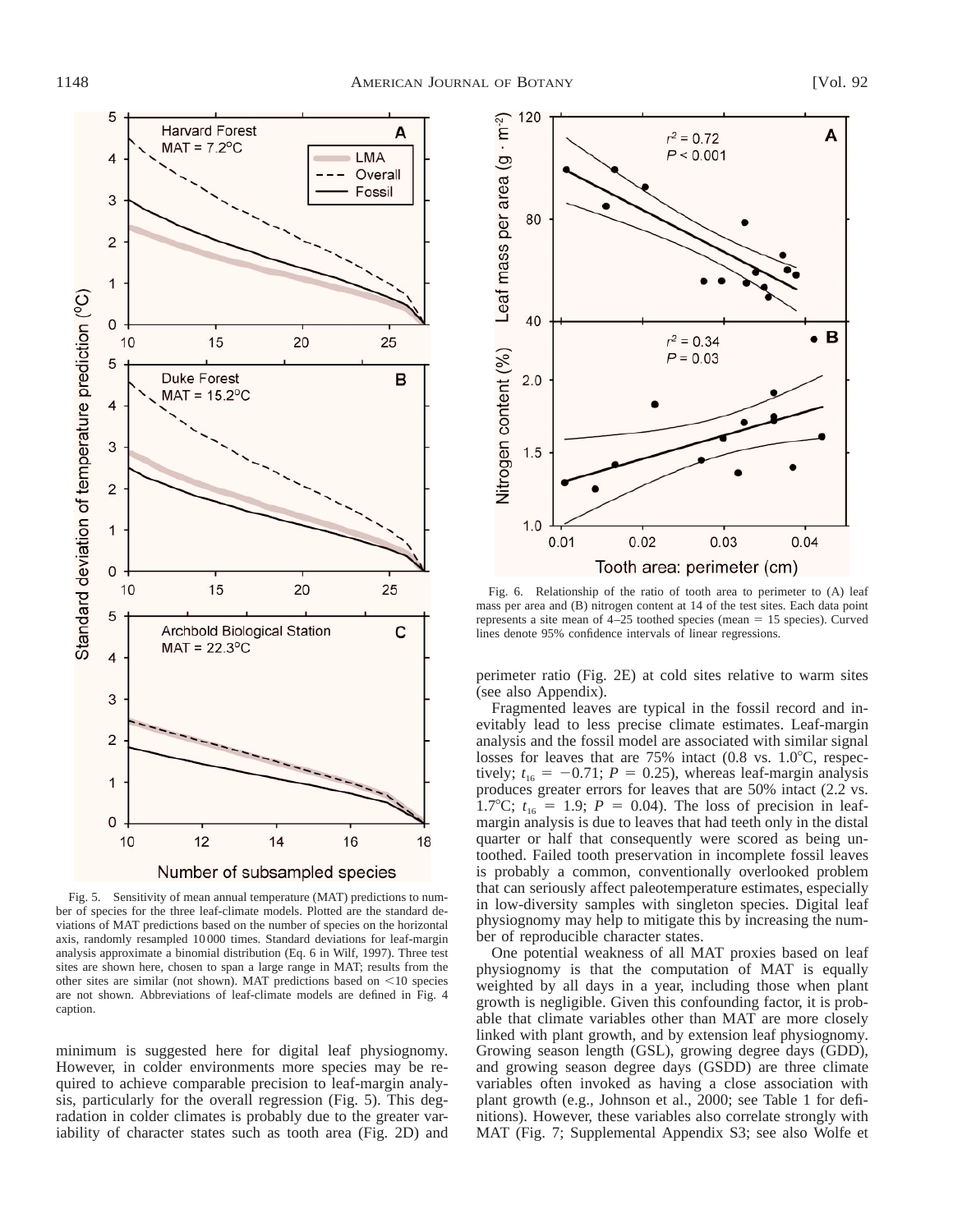Fig. 5. Sensitivity of mean annual temperature (MAT) predictions to number of species for the three leaf-climate models. Plotted are the standard deviations of MAT predictions based on the number of species on the horizontal axis, randomly resampled 10 000 times. Standard deviations for leaf-margin analysis approximate a binomial distribution (Eq. 6 in Wilf, 1997). Three test sites are shown here, chosen to span a large range in MAT; results from the other sites are similar (not shown). MAT predictions based on <10 species are not shown. Abbreviations of leaf-climate models are defined in Fig. 4 caption.

minimum is suggested here for digital leaf physiognomy. However, in colder environments more species may be required to achieve comparable precision to leaf-margin analysis, particularly for the overall regression (Fig. 5). This degradation in colder climates is probably due to the greater variability of character states such as tooth area (Fig. 2D) and

Fig. 6. Relationship of the ratio of tooth area to perimeter to (A) leaf mass per area and (B) nitrogen content at 14 of the test sites. Each data point represents a site mean of 4–25 toothed species (mean = 15 species). Curved lines denote 95% confidence intervals of linear regressions.

perimeter ratio (Fig. 2E) at cold sites relative to warm sites (see also Appendix).

Fragmented leaves are typical in the fossil record and inevitably lead to less precise climate estimates. Leaf-margin analysis and the fossil model are associated with similar signal losses for leaves that are 75% intact (0.8 vs. 1.0°C, respectively; $t_{16} = -0.71$; $P = 0.25$), whereas leaf-margin analysis produces greater errors for leaves that are 50% intact (2.2 vs. 1.7°C; $t_{16} = 1.9$; $P = 0.04$). The loss of precision in leaf-margin analysis is due to leaves that had teeth only in the distal quarter or half that consequently were scored as being untoothed. Failed tooth preservation in incomplete fossil leaves is probably a common, conventionally overlooked problem that can seriously affect paleotemperature estimates, especially in low-diversity samples with singleton species. Digital leaf physiognomy may help to mitigate this by increasing the number of reproducible character states.

One potential weakness of all MAT proxies based on leaf physiognomy is that the computation of MAT is equally weighted by all days in a year, including those when plant growth is negligible. Given this confounding factor, it is probable that climate variables other than MAT are more closely linked with plant growth, and by extension leaf physiognomy. Growing season length (GSL), growing degree days (GDD), and growing season degree days (GSDD) are three climate variables often invoked as having a close association with plant growth (e.g., Johnson et al., 2000; see Table 1 for definitions). However, these variables also correlate strongly with MAT (Fig. 7; Supplemental Appendix S3; see also Wolfe et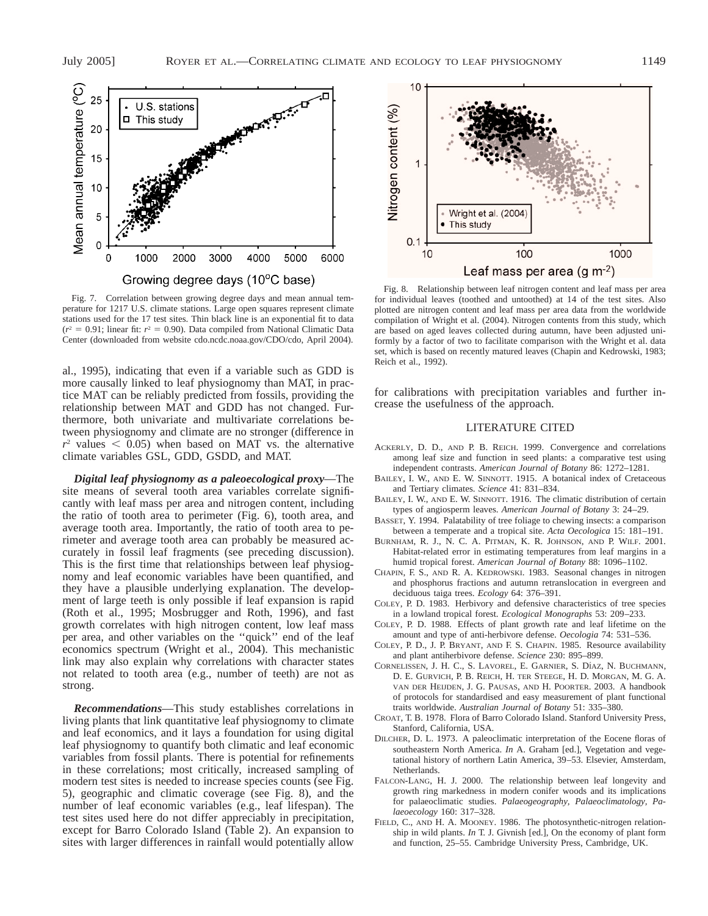Fig. 7. Correlation between growing degree days and mean annual temperature for 1217 U.S. climate stations. Large open squares represent climate stations used for the 17 test sites. Thin black line is an exponential fit to data ($r^2$ = 0.91; linear fit: $r^2$ = 0.90). Data compiled from National Climatic Data Center (downloaded from website cdo.ncdc.noaa.gov/CDO/cdo, April 2004).

al., 1995), indicating that even if a variable such as GDD is more causally linked to leaf physiognomy than MAT, in practice MAT can be reliably predicted from fossils, providing the relationship between MAT and GDD has not changed. Furthermore, both univariate and multivariate correlations between physiognomy and climate are no stronger (difference in $r^2$ values $<$ 0.05) when based on MAT vs. the alternative climate variables GSL, GDD, GSDD, and MAT.

***Digital leaf physiognomy as a paleoecological proxy***—The site means of several tooth area variables correlate significantly with leaf mass per area and nitrogen content, including the ratio of tooth area to perimeter (Fig. 6), tooth area, and average tooth area. Importantly, the ratio of tooth area to perimeter and average tooth area can probably be measured accurately in fossil leaf fragments (see preceding discussion). This is the first time that relationships between leaf physiognomy and leaf economic variables have been quantified, and they have a plausible underlying explanation. The development of large teeth is only possible if leaf expansion is rapid (Roth et al., 1995; Mosbrugger and Roth, 1996), and fast growth correlates with high nitrogen content, low leaf mass per area, and other variables on the ''quick'' end of the leaf economics spectrum (Wright et al., 2004). This mechanistic link may also explain why correlations with character states not related to tooth area (e.g., number of teeth) are not as strong.

***Recommendations***—This study establishes correlations in living plants that link quantitative leaf physiognomy to climate and leaf economics, and it lays a foundation for using digital leaf physiognomy to quantify both climatic and leaf economic variables from fossil plants. There is potential for refinements in these correlations; most critically, increased sampling of modern test sites is needed to increase species counts (see Fig. 5), geographic and climatic coverage (see Fig. 8), and the number of leaf economic variables (e.g., leaf lifespan). The test sites used here do not differ appreciably in precipitation, except for Barro Colorado Island (Table 2). An expansion to sites with larger differences in rainfall would potentially allow for calibrations with precipitation variables and further increase the usefulness of the approach.

Fig. 8. Relationship between leaf nitrogen content and leaf mass per area for individual leaves (toothed and untoothed) at 14 of the test sites. Also plotted are nitrogen content and leaf mass per area data from the worldwide compilation of Wright et al. (2004). Nitrogen contents from this study, which are based on aged leaves collected during autumn, have been adjusted uniformly by a factor of two to facilitate comparison with the Wright et al. data set, which is based on recently matured leaves (Chapin and Kedrowski, 1983; Reich et al., 1992).

## LITERATURE CITED

Ackerly, D. D., and P. B. Reich. 1999. Convergence and correlations among leaf size and function in seed plants: a comparative test using independent contrasts. *American Journal of Botany* 86: 1272–1281.

Bailey, I. W., and E. W. Sinnott. 1915. A botanical index of Cretaceous and Tertiary climates. *Science* 41: 831–834.

Bailey, I. W., and E. W. Sinnott. 1916. The climatic distribution of certain types of angiosperm leaves. *American Journal of Botany* 3: 24–29.

Basset, Y. 1994. Palatability of tree foliage to chewing insects: a comparison between a temperate and a tropical site. *Acta Oecologica* 15: 181–191.

Burnham, R. J., N. C. A. Pitman, K. R. Johnson, and P. Wilf. 2001. Habitat-related error in estimating temperatures from leaf margins in a humid tropical forest. *American Journal of Botany* 88: 1096–1102.

Chapin, F. S., and R. A. Kedrowski. 1983. Seasonal changes in nitrogen and phosphorus fractions and autumn retranslocation in evergreen and deciduous taiga trees. *Ecology* 64: 376–391.

Coley, P. D. 1983. Herbivory and defensive characteristics of tree species in a lowland tropical forest. *Ecological Monographs* 53: 209–233.

Coley, P. D. 1988. Effects of plant growth rate and leaf lifetime on the amount and type of anti-herbivore defense. *Oecologia* 74: 531–536.

Coley, P. D., J. P. Bryant, and F. S. Chapin. 1985. Resource availability and plant antiherbivore defense. *Science* 230: 895–899.

Cornelissen, J. H. C., S. Lavorel, E. Garnier, S. Díaz, N. Buchmann, D. E. Gurvich, P. B. Reich, H. ter Steege, H. D. Morgan, M. G. A. van der Heijden, J. G. Pausas, and H. Poorter. 2003. A handbook of protocols for standardised and easy measurement of plant functional traits worldwide. *Australian Journal of Botany* 51: 335–380.

Croat, T. B. 1978. Flora of Barro Colorado Island. Stanford University Press, Stanford, California, USA.

Dilcher, D. L. 1973. A paleoclimatic interpretation of the Eocene floras of southeastern North America. *In* A. Graham [ed.], Vegetation and vegetational history of northern Latin America, 39–53. Elsevier, Amsterdam, Netherlands.

Falcon-Lang, H. J. 2000. The relationship between leaf longevity and growth ring markedness in modern conifer woods and its implications for palaeoclimatic studies. *Palaeogeography, Palaeoclimatology, Palaeoecology* 160: 317–328.

Field, C., and H. A. Mooney. 1986. The photosynthetic-nitrogen relationship in wild plants. *In* T. J. Givnish [ed.], On the economy of plant form and function, 25–55. Cambridge University Press, Cambridge, UK.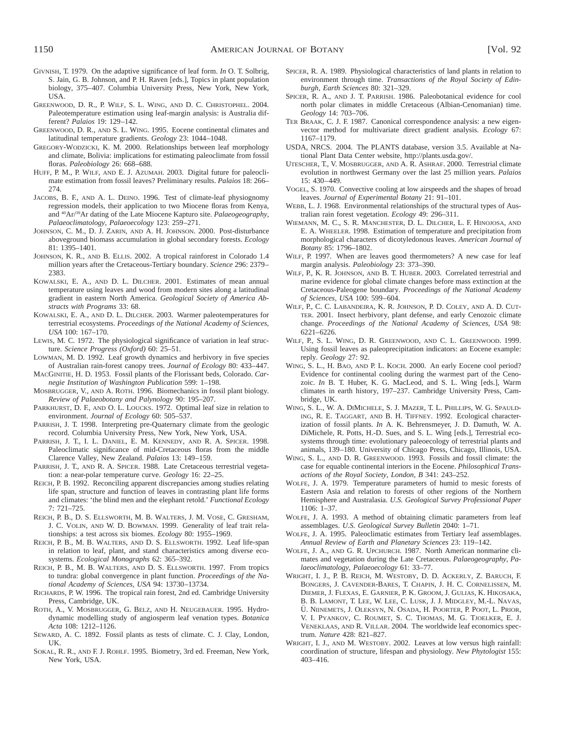Givnish, T. 1979. On the adaptive significance of leaf form. *In* O. T. Solbrig, S. Jain, G. B. Johnson, and P. H. Raven [eds.], Topics in plant population biology, 375–407. Columbia University Press, New York, New York, USA.

Greenwood, D. R., P. Wilf, S. L. Wing, and D. C. Christophel. 2004. Paleotemperature estimation using leaf-margin analysis: is Australia different? *Palaios* 19: 129–142.

Greenwood, D. R., and S. L. Wing. 1995. Eocene continental climates and latitudinal temperature gradients. *Geology* 23: 1044–1048.

Gregory-Wodzicki, K. M. 2000. Relationships between leaf morphology and climate, Bolivia: implications for estimating paleoclimate from fossil floras. *Paleobiology* 26: 668–688.

Huff, P. M., P. Wilf, and E. J. Azumah. 2003. Digital future for paleoclimate estimation from fossil leaves? Preliminary results. *Palaios* 18: 266–274.

Jacobs, B. F., and A. L. Deino. 1996. Test of climate-leaf physiognomy regression models, their application to two Miocene floras from Kenya, and $^{40}$Ar/$^{39}$Ar dating of the Late Miocene Kapturo site. *Palaeogeography, Palaeoclimatology, Palaeoecology* 123: 259–271.

Johnson, C. M., D. J. Zarin, and A. H. Johnson. 2000. Post-disturbance aboveground biomass accumulation in global secondary forests. *Ecology* 81: 1395–1401.

Johnson, K. R., and B. Ellis. 2002. A tropical rainforest in Colorado 1.4 million years after the Cretaceous-Tertiary boundary. *Science* 296: 2379–2383.

Kowalski, E. A., and D. L. Dilcher. 2001. Estimates of mean annual temperature using leaves and wood from modern sites along a latitudinal gradient in eastern North America. *Geological Society of America Abstracts with Programs* 33: 68.

Kowalski, E. A., and D. L. Dilcher. 2003. Warmer paleotemperatures for terrestrial ecosystems. *Proceedings of the National Academy of Sciences, USA* 100: 167–170.

Lewis, M. C. 1972. The physiological significance of variation in leaf structure. *Science Progress (Oxford)* 60: 25–51.

Lowman, M. D. 1992. Leaf growth dynamics and herbivory in five species of Australian rain-forest canopy trees. *Journal of Ecology* 80: 433–447.

MacGinitie, H. D. 1953. Fossil plants of the Florissant beds, Colorado. *Carnegie Institution of Washington Publication* 599: 1–198.

Mosbrugger, V., and A. Roth. 1996. Biomechanics in fossil plant biology. *Review of Palaeobotany and Palynology* 90: 195–207.

Parkhurst, D. F., and O. L. Loucks. 1972. Optimal leaf size in relation to environment. *Journal of Ecology* 60: 505–537.

Parrish, J. T. 1998. Interpreting pre-Quaternary climate from the geologic record. Columbia University Press, New York, New York, USA.

Parrish, J. T., I. L. Daniel, E. M. Kennedy, and R. A. Spicer. 1998. Paleoclimatic significance of mid-Cretaceous floras from the middle Clarence Valley, New Zealand. *Palaios* 13: 149–159.

Parrish, J. T., and R. A. Spicer. 1988. Late Cretaceous terrestrial vegetation: a near-polar temperature curve. *Geology* 16: 22–25.

Reich, P. B. 1992. Reconciling apparent discrepancies among studies relating life span, structure and function of leaves in contrasting plant life forms and climates: 'the blind men and the elephant retold.' *Functional Ecology* 7: 721–725.

Reich, P. B., D. S. Ellsworth, M. B. Walters, J. M. Vose, C. Gresham, J. C. Volin, and W. D. Bowman. 1999. Generality of leaf trait relationships: a test across six biomes. *Ecology* 80: 1955–1969.

Reich, P. B., M. B. Walters, and D. S. Ellsworth. 1992. Leaf life-span in relation to leaf, plant, and stand characteristics among diverse ecosystems. *Ecological Monographs* 62: 365–392.

Reich, P. B., M. B. Walters, and D. S. Ellsworth. 1997. From tropics to tundra: global convergence in plant function. *Proceedings of the National Academy of Sciences, USA* 94: 13730–13734.

Richards, P. W. 1996. The tropical rain forest, 2nd ed. Cambridge University Press, Cambridge, UK.

Roth, A., V. Mosbrugger, G. Belz, and H. Neugebauer. 1995. Hydrodynamic modelling study of angiosperm leaf venation types. *Botanica Acta* 108: 1212–1126.

Seward, A. C. 1892. Fossil plants as tests of climate. C. J. Clay, London, UK.

Sokal, R. R., and F. J. Rohlf. 1995. Biometry, 3rd ed. Freeman, New York, New York, USA.

Spicer, R. A. 1989. Physiological characteristics of land plants in relation to environment through time. *Transactions of the Royal Society of Edinburgh, Earth Sciences* 80: 321–329.

Spicer, R. A., and J. T. Parrish. 1986. Paleobotanical evidence for cool north polar climates in middle Cretaceous (Albian-Cenomanian) time. *Geology* 14: 703–706.

ter Braak, C. J. F. 1987. Canonical correspondence analysis: a new eigenvector method for multivariate direct gradient analysis. *Ecology* 67: 1167–1179.

USDA, NRCS. 2004. The PLANTS database, version 3.5. Available at National Plant Data Center website, http://plants.usda.gov/.

Utescher, T., V. Mosbrugger, and A. R. Ashraf. 2000. Terrestrial climate evolution in northwest Germany over the last 25 million years. *Palaios* 15: 430–449.

Vogel, S. 1970. Convective cooling at low airspeeds and the shapes of broad leaves. *Journal of Experimental Botany* 21: 91–101.

Webb, L. J. 1968. Environmental relationships of the structural types of Australian rain forest vegetation. *Ecology* 49: 296–311.

Wiemann, M. C., S. R. Manchester, D. L. Dilcher, L. F. Hinojosa, and E. A. Wheeler. 1998. Estimation of temperature and precipitation from morphological characters of dicotyledonous leaves. *American Journal of Botany* 85: 1796–1802.

Wilf, P. 1997. When are leaves good thermometers? A new case for leaf margin analysis. *Paleobiology* 23: 373–390.

Wilf, P., K. R. Johnson, and B. T. Huber. 2003. Correlated terrestrial and marine evidence for global climate changes before mass extinction at the Cretaceous-Paleogene boundary. *Proceedings of the National Academy of Sciences, USA* 100: 599–604.

Wilf, P., C. C. Labandeira, K. R. Johnson, P. D. Coley, and A. D. Cutter. 2001. Insect herbivory, plant defense, and early Cenozoic climate change. *Proceedings of the National Academy of Sciences, USA* 98: 6221–6226.

Wilf, P., S. L. Wing, D. R. Greenwood, and C. L. Greenwood. 1999. Using fossil leaves as paleoprecipitation indicators: an Eocene example: reply. *Geology* 27: 92.

Wing, S. L., H. Bao, and P. L. Koch. 2000. An early Eocene cool period? Evidence for continental cooling during the warmest part of the Cenozoic. *In* B. T. Huber, K. G. MacLeod, and S. L. Wing [eds.], Warm climates in earth history, 197–237. Cambridge University Press, Cambridge, UK.

Wing, S. L., W. A. DiMichele, S. J. Mazer, T. L. Phillips, W. G. Spaulding, R. E. Taggart, and B. H. Tiffney. 1992. Ecological characterization of fossil plants. *In* A. K. Behrensmeyer, J. D. Damuth, W. A. DiMichele, R. Potts, H.-D. Sues, and S. L. Wing [eds.], Terrestrial ecosystems through time: evolutionary paleoecology of terrestrial plants and animals, 139–180. University of Chicago Press, Chicago, Illinois, USA.

Wing, S. L., and D. R. Greenwood. 1993. Fossils and fossil climate: the case for equable continental interiors in the Eocene. *Philosophical Transactions of the Royal Society, London, B* 341: 243–252.

Wolfe, J. A. 1979. Temperature parameters of humid to mesic forests of Eastern Asia and relation to forests of other regions of the Northern Hemisphere and Australasia. *U.S. Geological Survey Professional Paper* 1106: 1–37.

Wolfe, J. A. 1993. A method of obtaining climatic parameters from leaf assemblages. *U.S. Geological Survey Bulletin* 2040: 1–71.

Wolfe, J. A. 1995. Paleoclimatic estimates from Tertiary leaf assemblages. *Annual Review of Earth and Planetary Sciences* 23: 119–142.

Wolfe, J. A., and G. R. Upchurch. 1987. North American nonmarine climates and vegetation during the Late Cretaceous. *Palaeogeography, Palaeoclimatology, Palaeoecology* 61: 33–77.

Wright, I. J., P. B. Reich, M. Westoby, D. D. Ackerly, Z. Baruch, F. Bongers, J. Cavender-Bares, T. Chapin, J. H. C. Cornelissen, M. Diemer, J. Flexas, E. Garnier, P. K. Groom, J. Gulias, K. Hikosaka, B. B. Lamont, T. Lee, W. Lee, C. Lusk, J. J. Midgley, M.-L. Navas, Ü. Niinemets, J. Oleksyn, N. Osada, H. Poorter, P. Poot, L. Prior, V. I. Pyankov, C. Roumet, S. C. Thomas, M. G. Tjoelker, E. J. Veneklaas, and R. Villar. 2004. The worldwide leaf economics spectrum. *Nature* 428: 821–827.

Wright, I. J., and M. Westoby. 2002. Leaves at low versus high rainfall: coordination of structure, lifespan and physiology. *New Phytologist* 155: 403–416.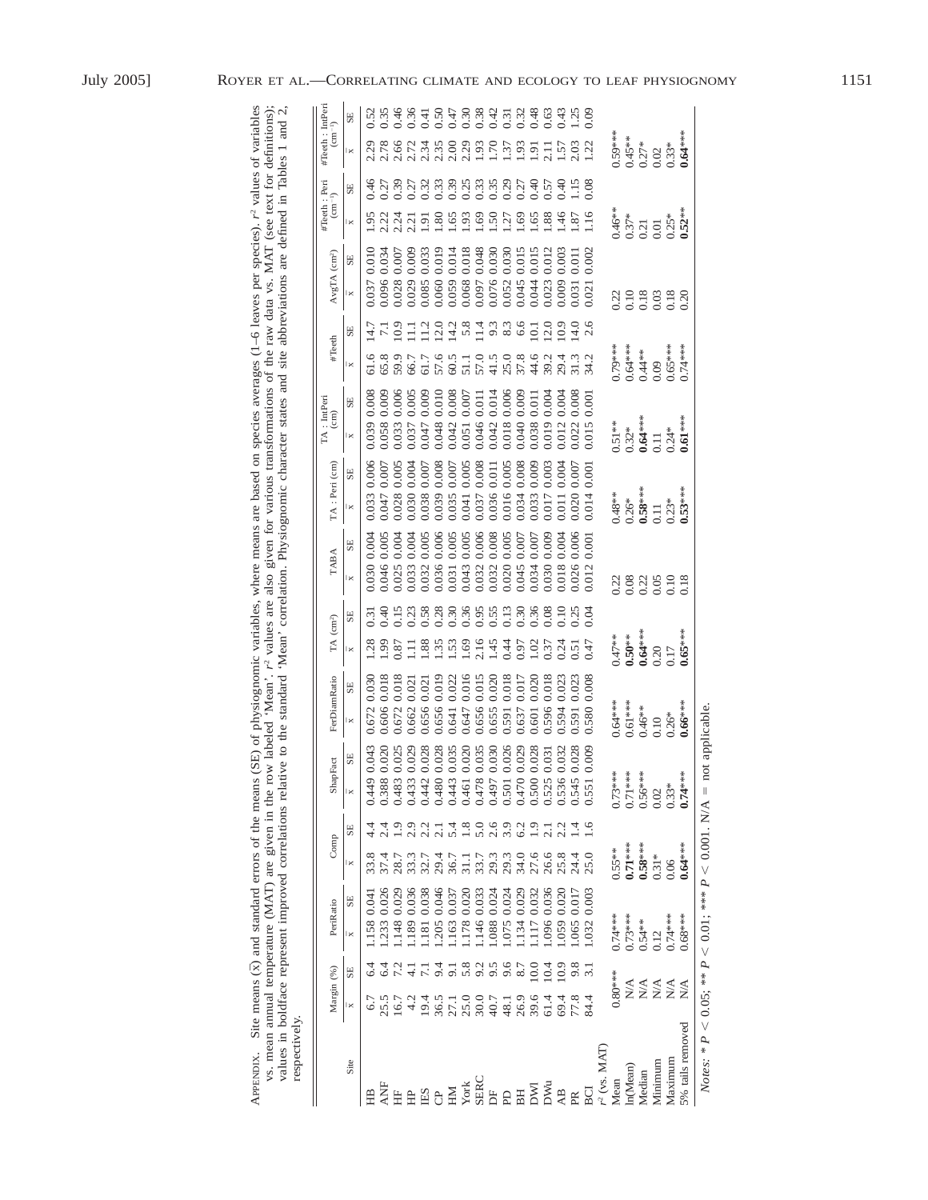APPENDIX. Site means ($\bar{x}$) and standard errors of the means (SE) of physiognomic variables, where means are based on species averages (1–6 leaves per species). $r^2$ values of variables vs. mean annual temperature (MAT) are given in the row labeled 'Mean'. $r^2$ values are also given for various transformations of the raw data vs. MAT (see text for definitions); values in boldface represent improved correlations relative to the standard 'Mean' correlation. Physiognomic character states and site abbreviations are defined in Tables 1 and 2, respectively.

| Site | Margin (%) | | PeriRatio | | Comp | | ShapFact | | FerDiamRatio | | TA ($cm^2$) | | TABA | | TA : Peri (cm) | | TA : IntPeri (cm) | | #Teeth | | AvgTA ($cm^2$) | | #Teeth : Peri ($cm^{-1}$) | | #Teeth : IntPeri ($cm^{-1}$) | |
|---|---|---|---|---|---|---|---|---|---|---|---|---|---|---|---|---|---|---|---|---|---|---|---|---|---|---|
| | $\bar{x}$ | SE | $\bar{x}$ | SE | $\bar{x}$ | SE | $\bar{x}$ | SE | $\bar{x}$ | SE | $\bar{x}$ | SE | $\bar{x}$ | SE | $\bar{x}$ | SE | $\bar{x}$ | SE | $\bar{x}$ | SE | $\bar{x}$ | SE | $\bar{x}$ | SE | $\bar{x}$ | SE |
| HB | 6.7 | 6.4 | 1.158 | 0.041 | 33.8 | 4.4 | 0.449 | 0.043 | 0.672 | 0.030 | 1.28 | 0.31 | 0.030 | 0.004 | 0.033 | 0.006 | 0.039 | 0.008 | 61.6 | 14.7 | 0.037 | 0.010 | 1.95 | 0.46 | 2.29 | 0.52 |
| ANF | 25.5 | 6.4 | 1.233 | 0.026 | 37.4 | 2.4 | 0.388 | 0.020 | 0.606 | 0.018 | 1.99 | 0.40 | 0.046 | 0.005 | 0.047 | 0.007 | 0.058 | 0.009 | 65.8 | 7.1 | 0.096 | 0.034 | 2.22 | 0.27 | 2.78 | 0.35 |
| HF | 16.7 | 7.2 | 1.148 | 0.029 | 28.7 | 1.9 | 0.483 | 0.025 | 0.672 | 0.018 | 0.87 | 0.15 | 0.025 | 0.004 | 0.028 | 0.005 | 0.033 | 0.006 | 59.9 | 10.9 | 0.028 | 0.007 | 2.24 | 0.39 | 2.66 | 0.46 |
| HP | 4.2 | 4.1 | 1.189 | 0.036 | 33.3 | 2.9 | 0.433 | 0.029 | 0.662 | 0.021 | 1.11 | 0.23 | 0.033 | 0.004 | 0.030 | 0.004 | 0.037 | 0.005 | 66.7 | 11.1 | 0.029 | 0.009 | 2.21 | 0.27 | 2.72 | 0.36 |
| IES | 19.4 | 7.1 | 1.181 | 0.038 | 32.7 | 2.2 | 0.442 | 0.028 | 0.656 | 0.021 | 1.88 | 0.58 | 0.032 | 0.005 | 0.038 | 0.007 | 0.047 | 0.009 | 61.7 | 11.2 | 0.085 | 0.033 | 1.91 | 0.32 | 2.34 | 0.41 |
| CP | 36.5 | 9.4 | 1.205 | 0.046 | 29.4 | 2.1 | 0.480 | 0.028 | 0.656 | 0.019 | 1.35 | 0.28 | 0.036 | 0.006 | 0.039 | 0.008 | 0.048 | 0.010 | 57.6 | 12.0 | 0.060 | 0.019 | 1.80 | 0.33 | 2.35 | 0.50 |
| HM | 27.1 | 9.1 | 1.163 | 0.037 | 36.7 | 5.4 | 0.443 | 0.035 | 0.641 | 0.022 | 1.53 | 0.30 | 0.031 | 0.005 | 0.035 | 0.007 | 0.042 | 0.008 | 60.5 | 14.2 | 0.059 | 0.014 | 1.65 | 0.39 | 2.00 | 0.47 |
| York | 25.0 | 5.8 | 1.178 | 0.020 | 31.1 | 1.8 | 0.461 | 0.020 | 0.647 | 0.016 | 1.69 | 0.36 | 0.043 | 0.005 | 0.041 | 0.005 | 0.051 | 0.007 | 51.1 | 5.8 | 0.068 | 0.018 | 1.93 | 0.25 | 2.29 | 0.30 |
| SERC | 30.0 | 9.2 | 1.146 | 0.033 | 33.7 | 5.0 | 0.478 | 0.035 | 0.656 | 0.015 | 2.16 | 0.95 | 0.032 | 0.006 | 0.037 | 0.008 | 0.046 | 0.011 | 57.0 | 11.4 | 0.097 | 0.048 | 1.69 | 0.33 | 1.93 | 0.38 |
| DF | 40.7 | 9.5 | 1.088 | 0.024 | 29.3 | 2.6 | 0.497 | 0.030 | 0.655 | 0.020 | 1.45 | 0.55 | 0.032 | 0.008 | 0.036 | 0.011 | 0.042 | 0.014 | 41.5 | 9.3 | 0.076 | 0.030 | 1.50 | 0.35 | 1.70 | 0.42 |
| PD | 48.1 | 9.6 | 1.075 | 0.024 | 29.3 | 3.9 | 0.501 | 0.026 | 0.591 | 0.018 | 0.44 | 0.13 | 0.020 | 0.005 | 0.016 | 0.005 | 0.018 | 0.006 | 25.0 | 8.3 | 0.052 | 0.030 | 1.27 | 0.29 | 1.37 | 0.31 |
| BH | 26.9 | 8.7 | 1.134 | 0.029 | 34.0 | 6.2 | 0.470 | 0.029 | 0.637 | 0.017 | 0.97 | 0.30 | 0.045 | 0.007 | 0.034 | 0.008 | 0.040 | 0.009 | 37.8 | 6.6 | 0.045 | 0.015 | 1.69 | 0.27 | 1.93 | 0.32 |
| DWl | 39.6 | 10.0 | 1.117 | 0.032 | 27.6 | 1.9 | 0.500 | 0.028 | 0.601 | 0.020 | 1.02 | 0.36 | 0.034 | 0.007 | 0.033 | 0.009 | 0.038 | 0.011 | 44.6 | 10.1 | 0.044 | 0.015 | 1.65 | 0.40 | 1.91 | 0.48 |
| DWu | 61.4 | 10.4 | 1.096 | 0.036 | 26.6 | 2.1 | 0.525 | 0.031 | 0.596 | 0.018 | 0.37 | 0.08 | 0.030 | 0.009 | 0.017 | 0.003 | 0.019 | 0.004 | 39.2 | 12.0 | 0.023 | 0.012 | 1.88 | 0.57 | 2.11 | 0.63 |
| AB | 69.4 | 10.9 | 1.059 | 0.020 | 25.8 | 2.2 | 0.536 | 0.032 | 0.594 | 0.023 | 0.24 | 0.10 | 0.018 | 0.004 | 0.011 | 0.004 | 0.012 | 0.004 | 29.4 | 10.9 | 0.009 | 0.003 | 1.46 | 0.40 | 1.57 | 0.43 |
| PR | 77.8 | 9.8 | 1.065 | 0.017 | 24.4 | 1.4 | 0.545 | 0.028 | 0.591 | 0.023 | 0.51 | 0.25 | 0.026 | 0.006 | 0.020 | 0.007 | 0.022 | 0.008 | 31.3 | 14.0 | 0.031 | 0.011 | 1.87 | 1.15 | 2.03 | 1.25 |
| BCI | 84.4 | 3.1 | 1.032 | 0.003 | 25.0 | 1.6 | 0.551 | 0.009 | 0.580 | 0.008 | 0.47 | 0.04 | 0.012 | 0.001 | 0.014 | 0.001 | 0.015 | 0.001 | 34.2 | 2.6 | 0.021 | 0.002 | 1.16 | 0.08 | 1.22 | 0.09 |
| $r^2$ (vs. MAT) | | | | | | | | | | | | | | | | | | | | | | | | | | |
| Mean | 0.80*** | | 0.74*** | | 0.55** | | 0.73*** | | 0.64*** | | 0.47** | | 0.22 | | 0.48** | | 0.51** | | 0.79*** | | 0.22 | | 0.46** | | 0.59*** | |
| ln(Mean) | N/A | | 0.73*** | | **0.71***** | | 0.71*** | | 0.61*** | | **0.50**** | | 0.08 | | 0.26* | | 0.32* | | 0.64*** | | 0.10 | | 0.37* | | 0.45** | |
| Median | N/A | | 0.54** | | **0.58***** | | 0.56*** | | 0.46** | | **0.64***** | | 0.22 | | **0.58***** | | **0.64***** | | 0.44** | | 0.18 | | 0.21 | | 0.27* | |
| Minimum | N/A | | 0.12 | | 0.31* | | 0.02 | | 0.10 | | 0.20 | | 0.05 | | 0.11 | | 0.11 | | 0.09 | | 0.03 | | 0.01 | | 0.02 | |
| Maximum | N/A | | 0.74*** | | 0.06 | | 0.33* | | 0.26* | | 0.17 | | 0.10 | | 0.23* | | 0.24* | | 0.65*** | | 0.18 | | 0.25* | | 0.33* | |
| 5% tails removed | N/A | | 0.68*** | | **0.64***** | | **0.74***** | | **0.66***** | | **0.65***** | | 0.18 | | **0.53***** | | **0.61***** | | 0.74*** | | 0.20 | | **0.52**** | | **0.64***** | |

*Notes:* * $P < 0.05$; ** $P < 0.01$; *** $P < 0.001$. N/A = not applicable.